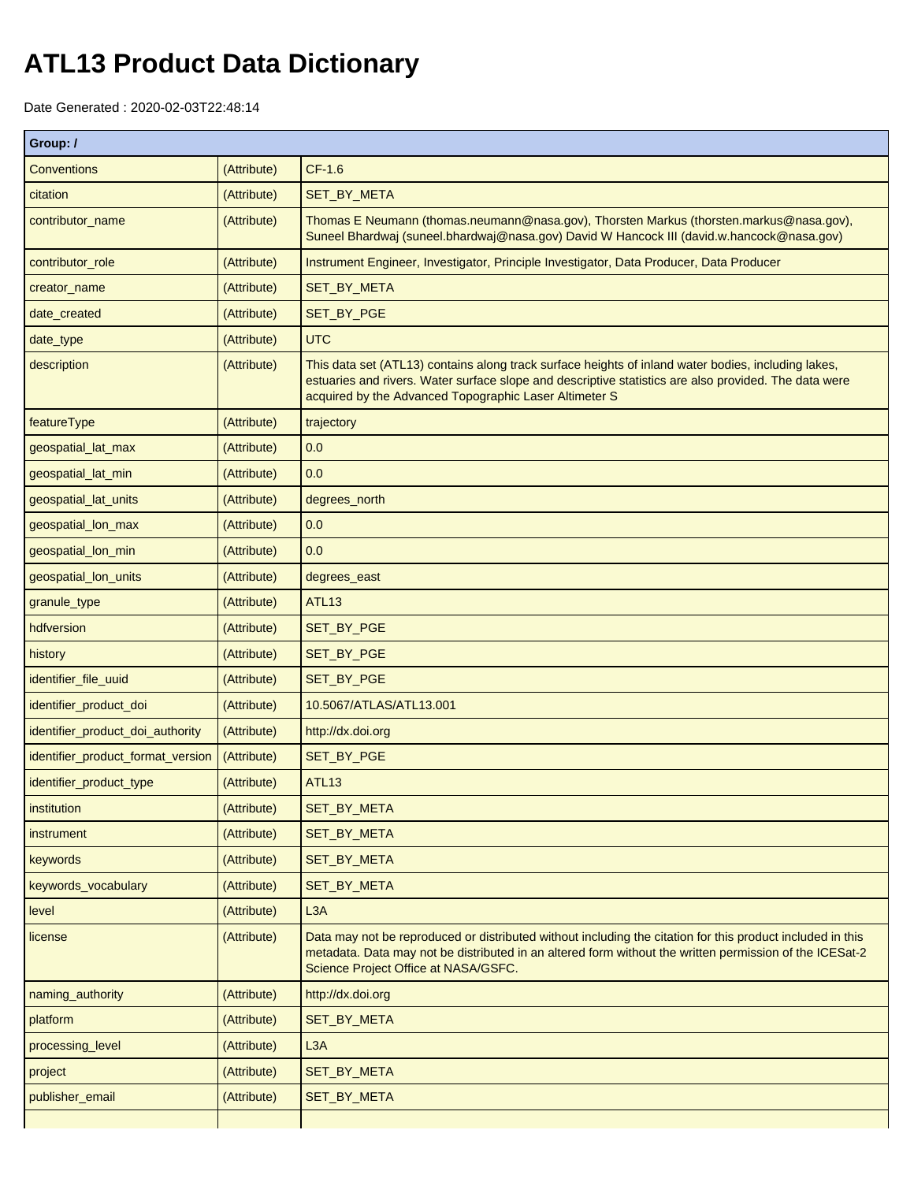# ATL13 Product Data Dictionary

Date Generated : 2020-02-03T22:48:14

| Group: / | | |
|---|---|---|
| Conventions | (Attribute) | CF-1.6 |
| citation | (Attribute) | SET_BY_META |
| contributor_name | (Attribute) | Thomas E Neumann (thomas.neumann@nasa.gov), Thorsten Markus (thorsten.markus@nasa.gov), Suneel Bhardwaj (suneel.bhardwaj@nasa.gov) David W Hancock III (david.w.hancock@nasa.gov) |
| contributor_role | (Attribute) | Instrument Engineer, Investigator, Principle Investigator, Data Producer, Data Producer |
| creator_name | (Attribute) | SET_BY_META |
| date_created | (Attribute) | SET_BY_PGE |
| date_type | (Attribute) | UTC |
| description | (Attribute) | This data set (ATL13) contains along track surface heights of inland water bodies, including lakes, estuaries and rivers. Water surface slope and descriptive statistics are also provided. The data were acquired by the Advanced Topographic Laser Altimeter S |
| featureType | (Attribute) | trajectory |
| geospatial_lat_max | (Attribute) | 0.0 |
| geospatial_lat_min | (Attribute) | 0.0 |
| geospatial_lat_units | (Attribute) | degrees_north |
| geospatial_lon_max | (Attribute) | 0.0 |
| geospatial_lon_min | (Attribute) | 0.0 |
| geospatial_lon_units | (Attribute) | degrees_east |
| granule_type | (Attribute) | ATL13 |
| hdfversion | (Attribute) | SET_BY_PGE |
| history | (Attribute) | SET_BY_PGE |
| identifier_file_uuid | (Attribute) | SET_BY_PGE |
| identifier_product_doi | (Attribute) | 10.5067/ATLAS/ATL13.001 |
| identifier_product_doi_authority | (Attribute) | http://dx.doi.org |
| identifier_product_format_version | (Attribute) | SET_BY_PGE |
| identifier_product_type | (Attribute) | ATL13 |
| institution | (Attribute) | SET_BY_META |
| instrument | (Attribute) | SET_BY_META |
| keywords | (Attribute) | SET_BY_META |
| keywords_vocabulary | (Attribute) | SET_BY_META |
| level | (Attribute) | L3A |
| license | (Attribute) | Data may not be reproduced or distributed without including the citation for this product included in this metadata. Data may not be distributed in an altered form without the written permission of the ICESat-2 Science Project Office at NASA/GSFC. |
| naming_authority | (Attribute) | http://dx.doi.org |
| platform | (Attribute) | SET_BY_META |
| processing_level | (Attribute) | L3A |
| project | (Attribute) | SET_BY_META |
| publisher_email | (Attribute) | SET_BY_META |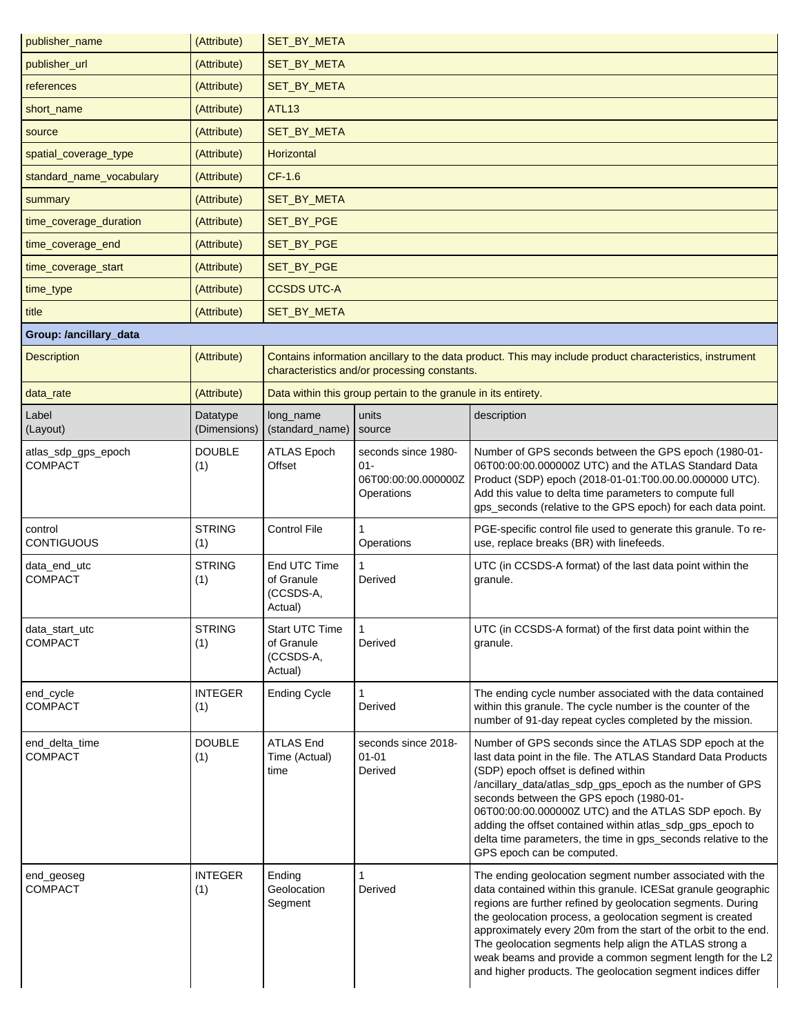| | | | | |
|---|---|---|---|---|
| publisher_name | (Attribute) | SET_BY_META | | |
| publisher_url | (Attribute) | SET_BY_META | | |
| references | (Attribute) | SET_BY_META | | |
| short_name | (Attribute) | ATL13 | | |
| source | (Attribute) | SET_BY_META | | |
| spatial_coverage_type | (Attribute) | Horizontal | | |
| standard_name_vocabulary | (Attribute) | CF-1.6 | | |
| summary | (Attribute) | SET_BY_META | | |
| time_coverage_duration | (Attribute) | SET_BY_PGE | | |
| time_coverage_end | (Attribute) | SET_BY_PGE | | |
| time_coverage_start | (Attribute) | SET_BY_PGE | | |
| time_type | (Attribute) | CCSDS UTC-A | | |
| title | (Attribute) | SET_BY_META | | |
| **Group: /ancillary_data** | | | | |
| Description | (Attribute) | Contains information ancillary to the data product. This may include product characteristics, instrument characteristics and/or processing constants. | | |
| data_rate | (Attribute) | Data within this group pertain to the granule in its entirety. | | |
| Label (Layout) | Datatype (Dimensions) | long_name (standard_name) | units source | description |
| atlas_sdp_gps_epoch COMPACT | DOUBLE (1) | ATLAS Epoch Offset | seconds since 1980-01-06T00:00:00.000000Z Operations | Number of GPS seconds between the GPS epoch (1980-01-06T00:00:00.000000Z UTC) and the ATLAS Standard Data Product (SDP) epoch (2018-01-01:T00.00.00.000000 UTC). Add this value to delta time parameters to compute full gps_seconds (relative to the GPS epoch) for each data point. |
| control CONTIGUOUS | STRING (1) | Control File | 1 Operations | PGE-specific control file used to generate this granule. To re-use, replace breaks (BR) with linefeeds. |
| data_end_utc COMPACT | STRING (1) | End UTC Time of Granule (CCSDS-A, Actual) | 1 Derived | UTC (in CCSDS-A format) of the last data point within the granule. |
| data_start_utc COMPACT | STRING (1) | Start UTC Time of Granule (CCSDS-A, Actual) | 1 Derived | UTC (in CCSDS-A format) of the first data point within the granule. |
| end_cycle COMPACT | INTEGER (1) | Ending Cycle | 1 Derived | The ending cycle number associated with the data contained within this granule. The cycle number is the counter of the number of 91-day repeat cycles completed by the mission. |
| end_delta_time COMPACT | DOUBLE (1) | ATLAS End Time (Actual) time | seconds since 2018-01-01 Derived | Number of GPS seconds since the ATLAS SDP epoch at the last data point in the file. The ATLAS Standard Data Products (SDP) epoch offset is defined within /ancillary_data/atlas_sdp_gps_epoch as the number of GPS seconds between the GPS epoch (1980-01-06T00:00:00.000000Z UTC) and the ATLAS SDP epoch. By adding the offset contained within atlas_sdp_gps_epoch to delta time parameters, the time in gps_seconds relative to the GPS epoch can be computed. |
| end_geoseg COMPACT | INTEGER (1) | Ending Geolocation Segment | 1 Derived | The ending geolocation segment number associated with the data contained within this granule. ICESat granule geographic regions are further refined by geolocation segments. During the geolocation process, a geolocation segment is created approximately every 20m from the start of the orbit to the end. The geolocation segments help align the ATLAS strong a weak beams and provide a common segment length for the L2 and higher products. The geolocation segment indices differ |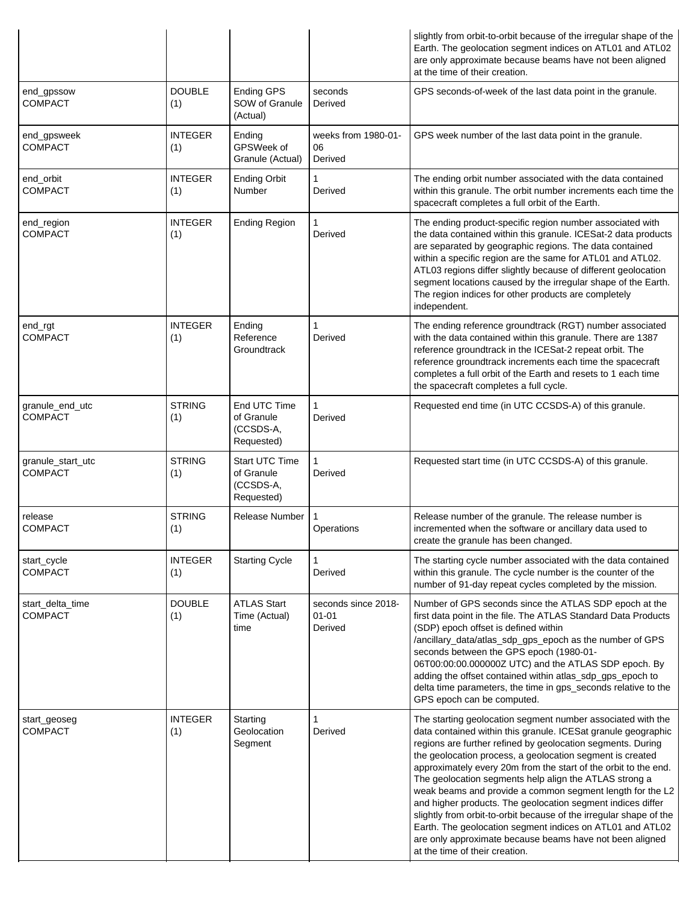| | | | | slightly from orbit-to-orbit because of the irregular shape of the Earth. The geolocation segment indices on ATL01 and ATL02 are only approximate because beams have not been aligned at the time of their creation. |
|---|---|---|---|---|
| end_gpssow COMPACT | DOUBLE (1) | Ending GPS SOW of Granule (Actual) | seconds Derived | GPS seconds-of-week of the last data point in the granule. |
| end_gpsweek COMPACT | INTEGER (1) | Ending GPSWeek of Granule (Actual) | weeks from 1980-01-06 Derived | GPS week number of the last data point in the granule. |
| end_orbit COMPACT | INTEGER (1) | Ending Orbit Number | 1 Derived | The ending orbit number associated with the data contained within this granule. The orbit number increments each time the spacecraft completes a full orbit of the Earth. |
| end_region COMPACT | INTEGER (1) | Ending Region | 1 Derived | The ending product-specific region number associated with the data contained within this granule. ICESat-2 data products are separated by geographic regions. The data contained within a specific region are the same for ATL01 and ATL02. ATL03 regions differ slightly because of different geolocation segment locations caused by the irregular shape of the Earth. The region indices for other products are completely independent. |
| end_rgt COMPACT | INTEGER (1) | Ending Reference Groundtrack | 1 Derived | The ending reference groundtrack (RGT) number associated with the data contained within this granule. There are 1387 reference groundtrack in the ICESat-2 repeat orbit. The reference groundtrack increments each time the spacecraft completes a full orbit of the Earth and resets to 1 each time the spacecraft completes a full cycle. |
| granule_end_utc COMPACT | STRING (1) | End UTC Time of Granule (CCSDS-A, Requested) | 1 Derived | Requested end time (in UTC CCSDS-A) of this granule. |
| granule_start_utc COMPACT | STRING (1) | Start UTC Time of Granule (CCSDS-A, Requested) | 1 Derived | Requested start time (in UTC CCSDS-A) of this granule. |
| release COMPACT | STRING (1) | Release Number | 1 Operations | Release number of the granule. The release number is incremented when the software or ancillary data used to create the granule has been changed. |
| start_cycle COMPACT | INTEGER (1) | Starting Cycle | 1 Derived | The starting cycle number associated with the data contained within this granule. The cycle number is the counter of the number of 91-day repeat cycles completed by the mission. |
| start_delta_time COMPACT | DOUBLE (1) | ATLAS Start Time (Actual) time | seconds since 2018-01-01 Derived | Number of GPS seconds since the ATLAS SDP epoch at the first data point in the file. The ATLAS Standard Data Products (SDP) epoch offset is defined within /ancillary_data/atlas_sdp_gps_epoch as the number of GPS seconds between the GPS epoch (1980-01-06T00:00:00.000000Z UTC) and the ATLAS SDP epoch. By adding the offset contained within atlas_sdp_gps_epoch to delta time parameters, the time in gps_seconds relative to the GPS epoch can be computed. |
| start_geoseg COMPACT | INTEGER (1) | Starting Geolocation Segment | 1 Derived | The starting geolocation segment number associated with the data contained within this granule. ICESat granule geographic regions are further refined by geolocation segments. During the geolocation process, a geolocation segment is created approximately every 20m from the start of the orbit to the end. The geolocation segments help align the ATLAS strong a weak beams and provide a common segment length for the L2 and higher products. The geolocation segment indices differ slightly from orbit-to-orbit because of the irregular shape of the Earth. The geolocation segment indices on ATL01 and ATL02 are only approximate because beams have not been aligned at the time of their creation. |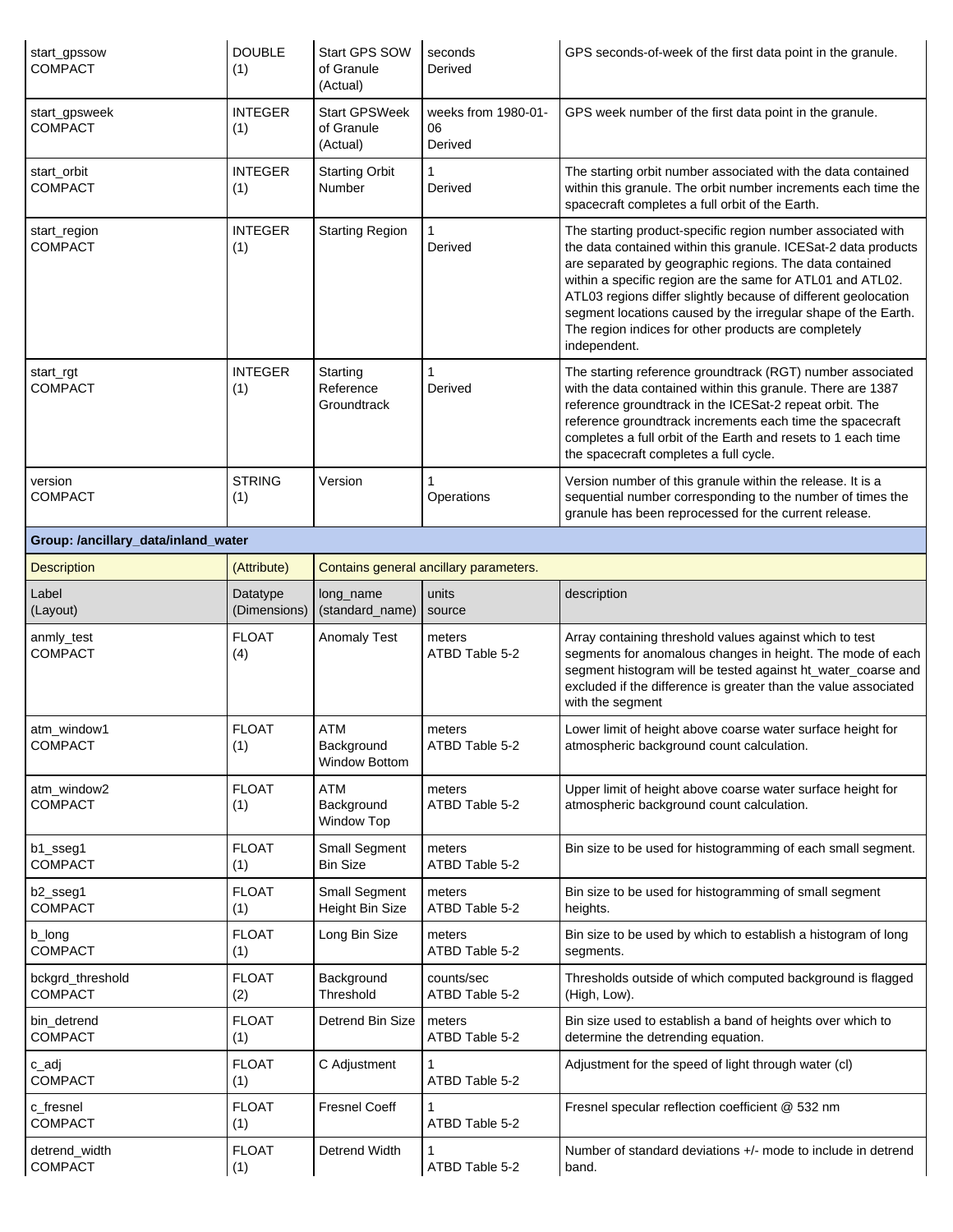| Label (Layout) | Datatype (Dimensions) | long_name (standard_name) | units source | description |
|---|---|---|---|---|
| start_gpssow COMPACT | DOUBLE (1) | Start GPS SOW of Granule (Actual) | seconds Derived | GPS seconds-of-week of the first data point in the granule. |
| start_gpsweek COMPACT | INTEGER (1) | Start GPSWeek of Granule (Actual) | weeks from 1980-01-06 Derived | GPS week number of the first data point in the granule. |
| start_orbit COMPACT | INTEGER (1) | Starting Orbit Number | 1 Derived | The starting orbit number associated with the data contained within this granule. The orbit number increments each time the spacecraft completes a full orbit of the Earth. |
| start_region COMPACT | INTEGER (1) | Starting Region | 1 Derived | The starting product-specific region number associated with the data contained within this granule. ICESat-2 data products are separated by geographic regions. The data contained within a specific region are the same for ATL01 and ATL02. ATL03 regions differ slightly because of different geolocation segment locations caused by the irregular shape of the Earth. The region indices for other products are completely independent. |
| start_rgt COMPACT | INTEGER (1) | Starting Reference Groundtrack | 1 Derived | The starting reference groundtrack (RGT) number associated with the data contained within this granule. There are 1387 reference groundtrack in the ICESat-2 repeat orbit. The reference groundtrack increments each time the spacecraft completes a full orbit of the Earth and resets to 1 each time the spacecraft completes a full cycle. |
| version COMPACT | STRING (1) | Version | 1 Operations | Version number of this granule within the release. It is a sequential number corresponding to the number of times the granule has been reprocessed for the current release. |

**Group: /ancillary_data/inland_water**

| Description | (Attribute) | Contains general ancillary parameters. | | |
|---|---|---|---|---|
| **Label (Layout)** | **Datatype (Dimensions)** | **long_name (standard_name)** | **units source** | **description** |
| anmly_test COMPACT | FLOAT (4) | Anomaly Test | meters ATBD Table 5-2 | Array containing threshold values against which to test segments for anomalous changes in height. The mode of each segment histogram will be tested against ht_water_coarse and excluded if the difference is greater than the value associated with the segment |
| atm_window1 COMPACT | FLOAT (1) | ATM Background Window Bottom | meters ATBD Table 5-2 | Lower limit of height above coarse water surface height for atmospheric background count calculation. |
| atm_window2 COMPACT | FLOAT (1) | ATM Background Window Top | meters ATBD Table 5-2 | Upper limit of height above coarse water surface height for atmospheric background count calculation. |
| b1_sseg1 COMPACT | FLOAT (1) | Small Segment Bin Size | meters ATBD Table 5-2 | Bin size to be used for histogramming of each small segment. |
| b2_sseg1 COMPACT | FLOAT (1) | Small Segment Height Bin Size | meters ATBD Table 5-2 | Bin size to be used for histogramming of small segment heights. |
| b_long COMPACT | FLOAT (1) | Long Bin Size | meters ATBD Table 5-2 | Bin size to be used by which to establish a histogram of long segments. |
| bckgrd_threshold COMPACT | FLOAT (2) | Background Threshold | counts/sec ATBD Table 5-2 | Thresholds outside of which computed background is flagged (High, Low). |
| bin_detrend COMPACT | FLOAT (1) | Detrend Bin Size | meters ATBD Table 5-2 | Bin size used to establish a band of heights over which to determine the detrending equation. |
| c_adj COMPACT | FLOAT (1) | C Adjustment | 1 ATBD Table 5-2 | Adjustment for the speed of light through water (cl) |
| c_fresnel COMPACT | FLOAT (1) | Fresnel Coeff | 1 ATBD Table 5-2 | Fresnel specular reflection coefficient @ 532 nm |
| detrend_width COMPACT | FLOAT (1) | Detrend Width | 1 ATBD Table 5-2 | Number of standard deviations +/- mode to include in detrend band. |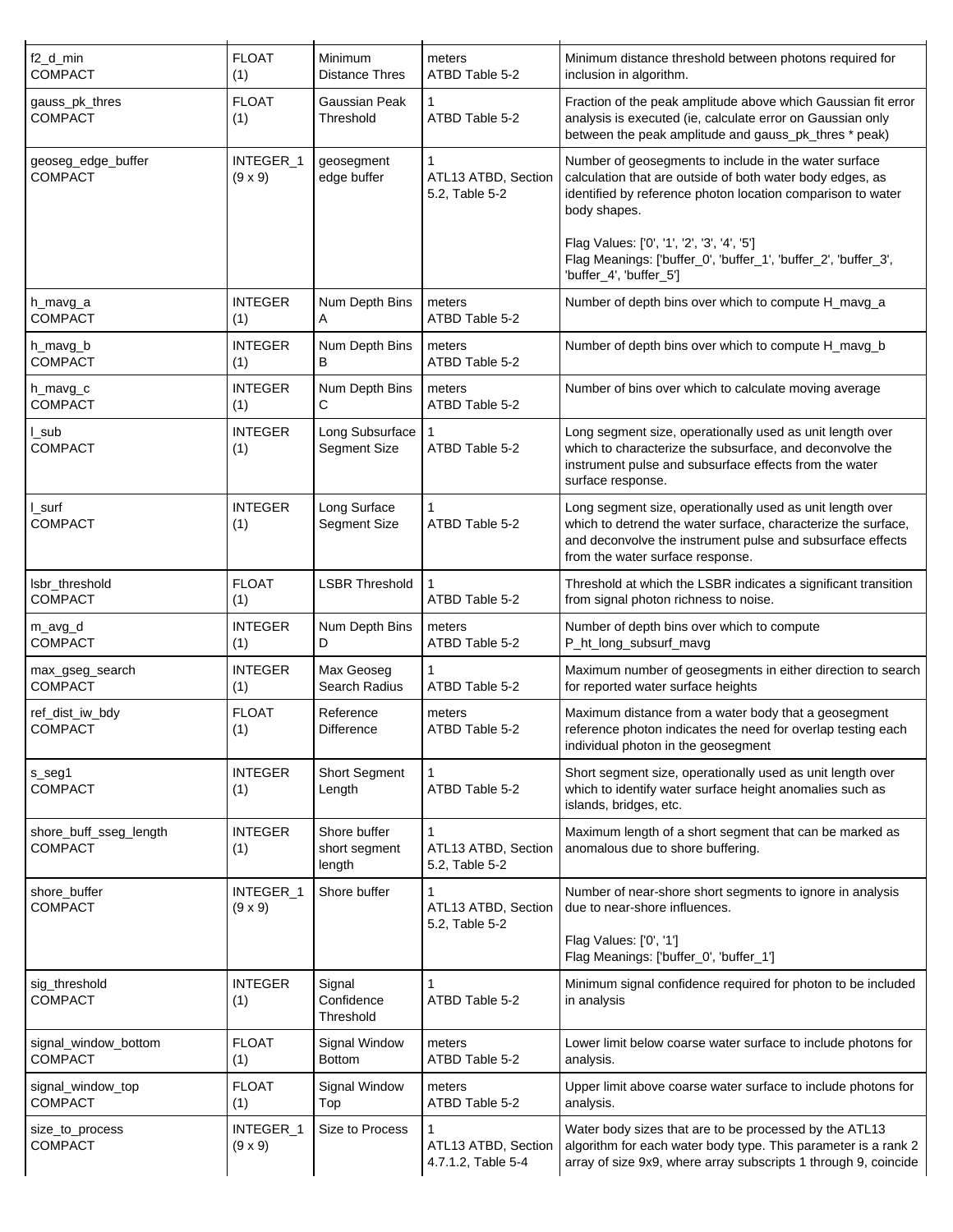| | | | | |
|---|---|---|---|---|
| f2_d_min<br>COMPACT | FLOAT<br>(1) | Minimum Distance Thres | meters<br>ATBD Table 5-2 | Minimum distance threshold between photons required for inclusion in algorithm. |
| gauss_pk_thres<br>COMPACT | FLOAT<br>(1) | Gaussian Peak Threshold | 1<br>ATBD Table 5-2 | Fraction of the peak amplitude above which Gaussian fit error analysis is executed (ie, calculate error on Gaussian only between the peak amplitude and gauss_pk_thres * peak) |
| geoseg_edge_buffer<br>COMPACT | INTEGER_1<br>(9 x 9) | geosegment edge buffer | 1<br>ATL13 ATBD, Section 5.2, Table 5-2 | Number of geosegments to include in the water surface calculation that are outside of both water body edges, as identified by reference photon location comparison to water body shapes.<br><br>Flag Values: ['0', '1', '2', '3', '4', '5']<br>Flag Meanings: ['buffer_0', 'buffer_1', 'buffer_2', 'buffer_3', 'buffer_4', 'buffer_5'] |
| h_mavg_a<br>COMPACT | INTEGER<br>(1) | Num Depth Bins A | meters<br>ATBD Table 5-2 | Number of depth bins over which to compute H_mavg_a |
| h_mavg_b<br>COMPACT | INTEGER<br>(1) | Num Depth Bins B | meters<br>ATBD Table 5-2 | Number of depth bins over which to compute H_mavg_b |
| h_mavg_c<br>COMPACT | INTEGER<br>(1) | Num Depth Bins C | meters<br>ATBD Table 5-2 | Number of bins over which to calculate moving average |
| l_sub<br>COMPACT | INTEGER<br>(1) | Long Subsurface Segment Size | 1<br>ATBD Table 5-2 | Long segment size, operationally used as unit length over which to characterize the subsurface, and deconvolve the instrument pulse and subsurface effects from the water surface response. |
| l_surf<br>COMPACT | INTEGER<br>(1) | Long Surface Segment Size | 1<br>ATBD Table 5-2 | Long segment size, operationally used as unit length over which to detrend the water surface, characterize the surface, and deconvolve the instrument pulse and subsurface effects from the water surface response. |
| lsbr_threshold<br>COMPACT | FLOAT<br>(1) | LSBR Threshold | 1<br>ATBD Table 5-2 | Threshold at which the LSBR indicates a significant transition from signal photon richness to noise. |
| m_avg_d<br>COMPACT | INTEGER<br>(1) | Num Depth Bins D | meters<br>ATBD Table 5-2 | Number of depth bins over which to compute P_ht_long_subsurf_mavg |
| max_gseg_search<br>COMPACT | INTEGER<br>(1) | Max Geoseg Search Radius | 1<br>ATBD Table 5-2 | Maximum number of geosegments in either direction to search for reported water surface heights |
| ref_dist_iw_bdy<br>COMPACT | FLOAT<br>(1) | Reference Difference | meters<br>ATBD Table 5-2 | Maximum distance from a water body that a geosegment reference photon indicates the need for overlap testing each individual photon in the geosegment |
| s_seg1<br>COMPACT | INTEGER<br>(1) | Short Segment Length | 1<br>ATBD Table 5-2 | Short segment size, operationally used as unit length over which to identify water surface height anomalies such as islands, bridges, etc. |
| shore_buff_sseg_length<br>COMPACT | INTEGER<br>(1) | Shore buffer short segment length | 1<br>ATL13 ATBD, Section 5.2, Table 5-2 | Maximum length of a short segment that can be marked as anomalous due to shore buffering. |
| shore_buffer<br>COMPACT | INTEGER_1<br>(9 x 9) | Shore buffer | 1<br>ATL13 ATBD, Section 5.2, Table 5-2 | Number of near-shore short segments to ignore in analysis due to near-shore influences.<br><br>Flag Values: ['0', '1']<br>Flag Meanings: ['buffer_0', 'buffer_1'] |
| sig_threshold<br>COMPACT | INTEGER<br>(1) | Signal Confidence Threshold | 1<br>ATBD Table 5-2 | Minimum signal confidence required for photon to be included in analysis |
| signal_window_bottom<br>COMPACT | FLOAT<br>(1) | Signal Window Bottom | meters<br>ATBD Table 5-2 | Lower limit below coarse water surface to include photons for analysis. |
| signal_window_top<br>COMPACT | FLOAT<br>(1) | Signal Window Top | meters<br>ATBD Table 5-2 | Upper limit above coarse water surface to include photons for analysis. |
| size_to_process<br>COMPACT | INTEGER_1<br>(9 x 9) | Size to Process | 1<br>ATL13 ATBD, Section 4.7.1.2, Table 5-4 | Water body sizes that are to be processed by the ATL13 algorithm for each water body type. This parameter is a rank 2 array of size 9x9, where array subscripts 1 through 9, coincide |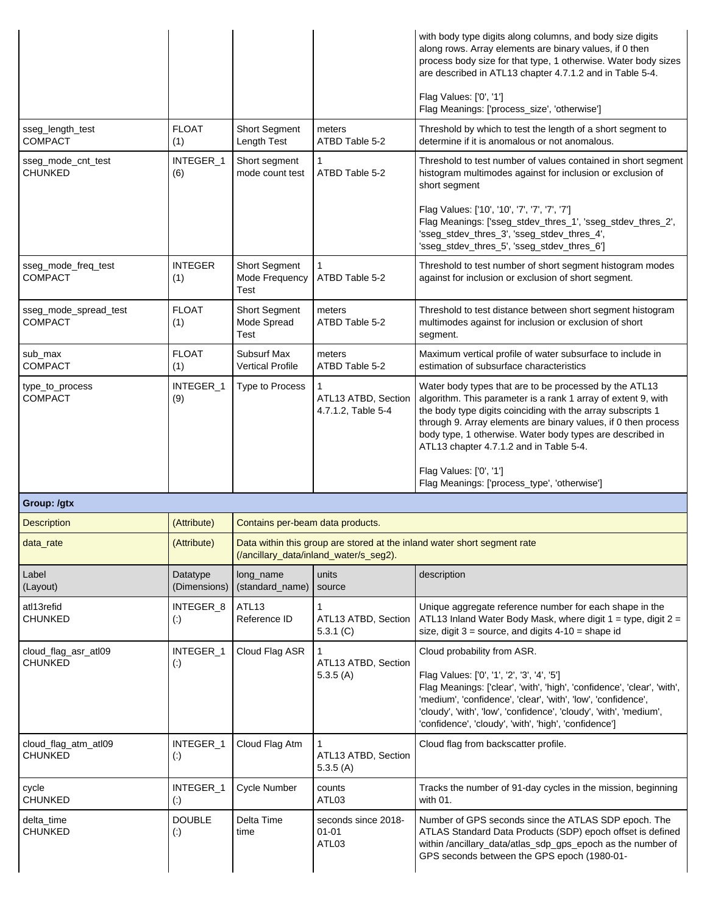| Label (Layout) | Datatype (Dimensions) | long_name (standard_name) | units source | description |
|---|---|---|---|---|
| | | | | with body type digits along columns, and body size digits along rows. Array elements are binary values, if 0 then process body size for that type, 1 otherwise. Water body sizes are described in ATL13 chapter 4.7.1.2 and in Table 5-4. Flag Values: ['0', '1'] Flag Meanings: ['process_size', 'otherwise'] |
| sseg_length_test COMPACT | FLOAT (1) | Short Segment Length Test | meters ATBD Table 5-2 | Threshold by which to test the length of a short segment to determine if it is anomalous or not anomalous. |
| sseg_mode_cnt_test CHUNKED | INTEGER_1 (6) | Short segment mode count test | 1 ATBD Table 5-2 | Threshold to test number of values contained in short segment histogram multimodes against for inclusion or exclusion of short segment Flag Values: ['10', '10', '7', '7', '7', '7'] Flag Meanings: ['sseg_stdev_thres_1', 'sseg_stdev_thres_2', 'sseg_stdev_thres_3', 'sseg_stdev_thres_4', 'sseg_stdev_thres_5', 'sseg_stdev_thres_6'] |
| sseg_mode_freq_test COMPACT | INTEGER (1) | Short Segment Mode Frequency Test | 1 ATBD Table 5-2 | Threshold to test number of short segment histogram modes against for inclusion or exclusion of short segment. |
| sseg_mode_spread_test COMPACT | FLOAT (1) | Short Segment Mode Spread Test | meters ATBD Table 5-2 | Threshold to test distance between short segment histogram multimodes against for inclusion or exclusion of short segment. |
| sub_max COMPACT | FLOAT (1) | Subsurf Max Vertical Profile | meters ATBD Table 5-2 | Maximum vertical profile of water subsurface to include in estimation of subsurface characteristics |
| type_to_process COMPACT | INTEGER_1 (9) | Type to Process | 1 ATL13 ATBD, Section 4.7.1.2, Table 5-4 | Water body types that are to be processed by the ATL13 algorithm. This parameter is a rank 1 array of extent 9, with the body type digits coinciding with the array subscripts 1 through 9. Array elements are binary values, if 0 then process body type, 1 otherwise. Water body types are described in ATL13 chapter 4.7.1.2 and in Table 5-4. Flag Values: ['0', '1'] Flag Meanings: ['process_type', 'otherwise'] |

**Group: /gtx**

| | | |
|---|---|---|
| Description | (Attribute) | Contains per-beam data products. |
| data_rate | (Attribute) | Data within this group are stored at the inland water short segment rate (/ancillary_data/inland_water/s_seg2). |

| Label (Layout) | Datatype (Dimensions) | long_name (standard_name) | units source | description |
|---|---|---|---|---|
| atl13refid CHUNKED | INTEGER_8 (:) | ATL13 Reference ID | 1 ATL13 ATBD, Section 5.3.1 (C) | Unique aggregate reference number for each shape in the ATL13 Inland Water Body Mask, where digit 1 = type, digit 2 = size, digit 3 = source, and digits 4-10 = shape id |
| cloud_flag_asr_atl09 CHUNKED | INTEGER_1 (:) | Cloud Flag ASR | 1 ATL13 ATBD, Section 5.3.5 (A) | Cloud probability from ASR. Flag Values: ['0', '1', '2', '3', '4', '5'] Flag Meanings: ['clear', 'with', 'high', 'confidence', 'clear', 'with', 'medium', 'confidence', 'clear', 'with', 'low', 'confidence', 'cloudy', 'with', 'low', 'confidence', 'cloudy', 'with', 'medium', 'confidence', 'cloudy', 'with', 'high', 'confidence'] |
| cloud_flag_atm_atl09 CHUNKED | INTEGER_1 (:) | Cloud Flag Atm | 1 ATL13 ATBD, Section 5.3.5 (A) | Cloud flag from backscatter profile. |
| cycle CHUNKED | INTEGER_1 (:) | Cycle Number | counts ATL03 | Tracks the number of 91-day cycles in the mission, beginning with 01. |
| delta_time CHUNKED | DOUBLE (:) | Delta Time time | seconds since 2018-01-01 ATL03 | Number of GPS seconds since the ATLAS SDP epoch. The ATLAS Standard Data Products (SDP) epoch offset is defined within /ancillary_data/atlas_sdp_gps_epoch as the number of GPS seconds between the GPS epoch (1980-01- |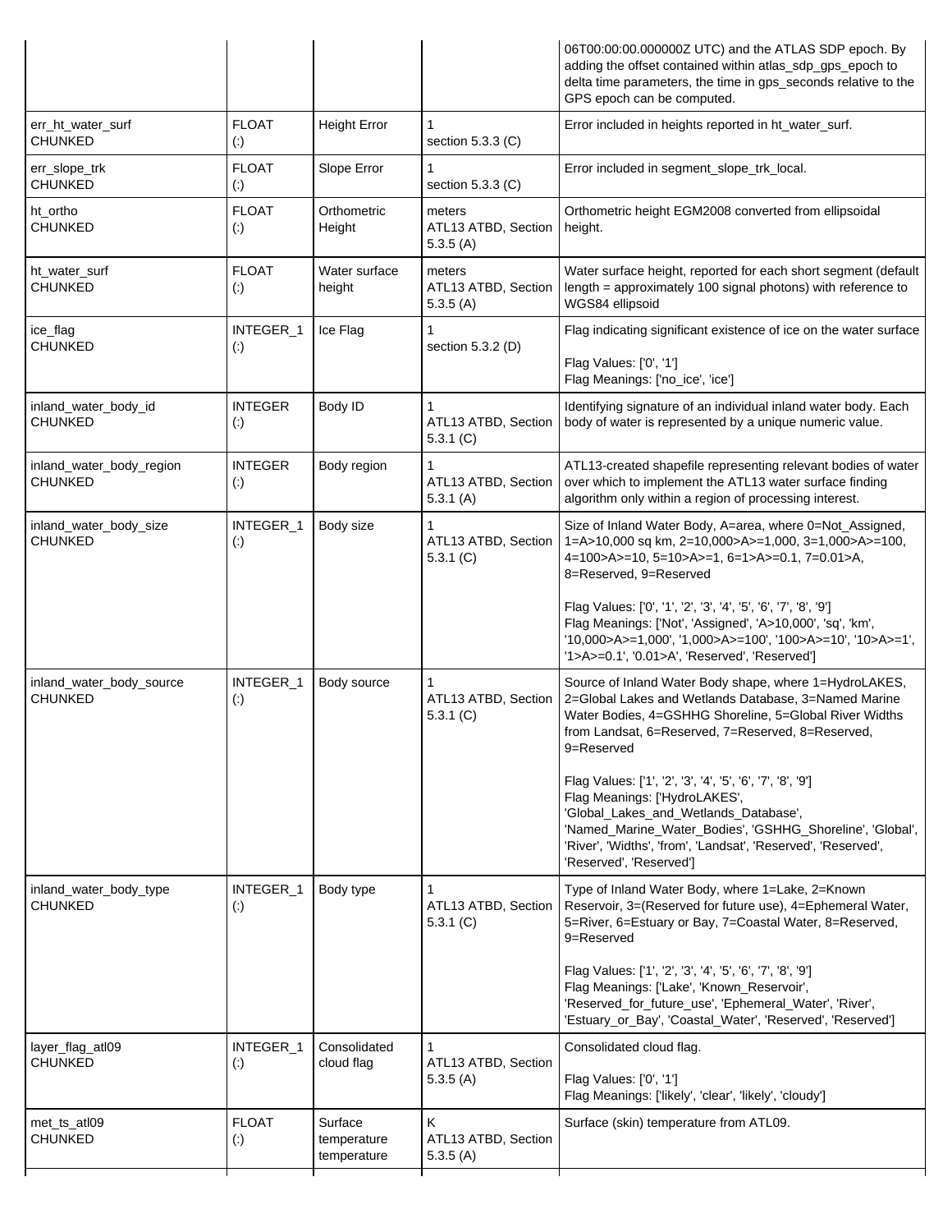| | | | | 06T00:00:00.000000Z UTC) and the ATLAS SDP epoch. By adding the offset contained within atlas_sdp_gps_epoch to delta time parameters, the time in gps_seconds relative to the GPS epoch can be computed. |
|---|---|---|---|---|
| err_ht_water_surf CHUNKED | FLOAT (:) | Height Error | 1 section 5.3.3 (C) | Error included in heights reported in ht_water_surf. |
| err_slope_trk CHUNKED | FLOAT (:) | Slope Error | 1 section 5.3.3 (C) | Error included in segment_slope_trk_local. |
| ht_ortho CHUNKED | FLOAT (:) | Orthometric Height | meters ATL13 ATBD, Section 5.3.5 (A) | Orthometric height EGM2008 converted from ellipsoidal height. |
| ht_water_surf CHUNKED | FLOAT (:) | Water surface height | meters ATL13 ATBD, Section 5.3.5 (A) | Water surface height, reported for each short segment (default length = approximately 100 signal photons) with reference to WGS84 ellipsoid |
| ice_flag CHUNKED | INTEGER_1 (:) | Ice Flag | 1 section 5.3.2 (D) | Flag indicating significant existence of ice on the water surface<br><br>Flag Values: ['0', '1']<br>Flag Meanings: ['no_ice', 'ice'] |
| inland_water_body_id CHUNKED | INTEGER (:) | Body ID | 1 ATL13 ATBD, Section 5.3.1 (C) | Identifying signature of an individual inland water body. Each body of water is represented by a unique numeric value. |
| inland_water_body_region CHUNKED | INTEGER (:) | Body region | 1 ATL13 ATBD, Section 5.3.1 (A) | ATL13-created shapefile representing relevant bodies of water over which to implement the ATL13 water surface finding algorithm only within a region of processing interest. |
| inland_water_body_size CHUNKED | INTEGER_1 (:) | Body size | 1 ATL13 ATBD, Section 5.3.1 (C) | Size of Inland Water Body, A=area, where 0=Not_Assigned, 1=A>10,000 sq km, 2=10,000>A>=1,000, 3=1,000>A>=100, 4=100>A>=10, 5=10>A>=1, 6=1>A>=0.1, 7=0.01>A, 8=Reserved, 9=Reserved<br><br>Flag Values: ['0', '1', '2', '3', '4', '5', '6', '7', '8', '9']<br>Flag Meanings: ['Not', 'Assigned', 'A>10,000', 'sq', 'km', '10,000>A>=1,000', '1,000>A>=100', '100>A>=10', '10>A>=1', '1>A>=0.1', '0.01>A', 'Reserved', 'Reserved'] |
| inland_water_body_source CHUNKED | INTEGER_1 (:) | Body source | 1 ATL13 ATBD, Section 5.3.1 (C) | Source of Inland Water Body shape, where 1=HydroLAKES, 2=Global Lakes and Wetlands Database, 3=Named Marine Water Bodies, 4=GSHHG Shoreline, 5=Global River Widths from Landsat, 6=Reserved, 7=Reserved, 8=Reserved, 9=Reserved<br><br>Flag Values: ['1', '2', '3', '4', '5', '6', '7', '8', '9']<br>Flag Meanings: ['HydroLAKES', 'Global_Lakes_and_Wetlands_Database', 'Named_Marine_Water_Bodies', 'GSHHG_Shoreline', 'Global', 'River', 'Widths', 'from', 'Landsat', 'Reserved', 'Reserved', 'Reserved', 'Reserved'] |
| inland_water_body_type CHUNKED | INTEGER_1 (:) | Body type | 1 ATL13 ATBD, Section 5.3.1 (C) | Type of Inland Water Body, where 1=Lake, 2=Known Reservoir, 3=(Reserved for future use), 4=Ephemeral Water, 5=River, 6=Estuary or Bay, 7=Coastal Water, 8=Reserved, 9=Reserved<br><br>Flag Values: ['1', '2', '3', '4', '5', '6', '7', '8', '9']<br>Flag Meanings: ['Lake', 'Known_Reservoir', 'Reserved_for_future_use', 'Ephemeral_Water', 'River', 'Estuary_or_Bay', 'Coastal_Water', 'Reserved', 'Reserved'] |
| layer_flag_atl09 CHUNKED | INTEGER_1 (:) | Consolidated cloud flag | 1 ATL13 ATBD, Section 5.3.5 (A) | Consolidated cloud flag.<br><br>Flag Values: ['0', '1']<br>Flag Meanings: ['likely', 'clear', 'likely', 'cloudy'] |
| met_ts_atl09 CHUNKED | FLOAT (:) | Surface temperature temperature | K ATL13 ATBD, Section 5.3.5 (A) | Surface (skin) temperature from ATL09. |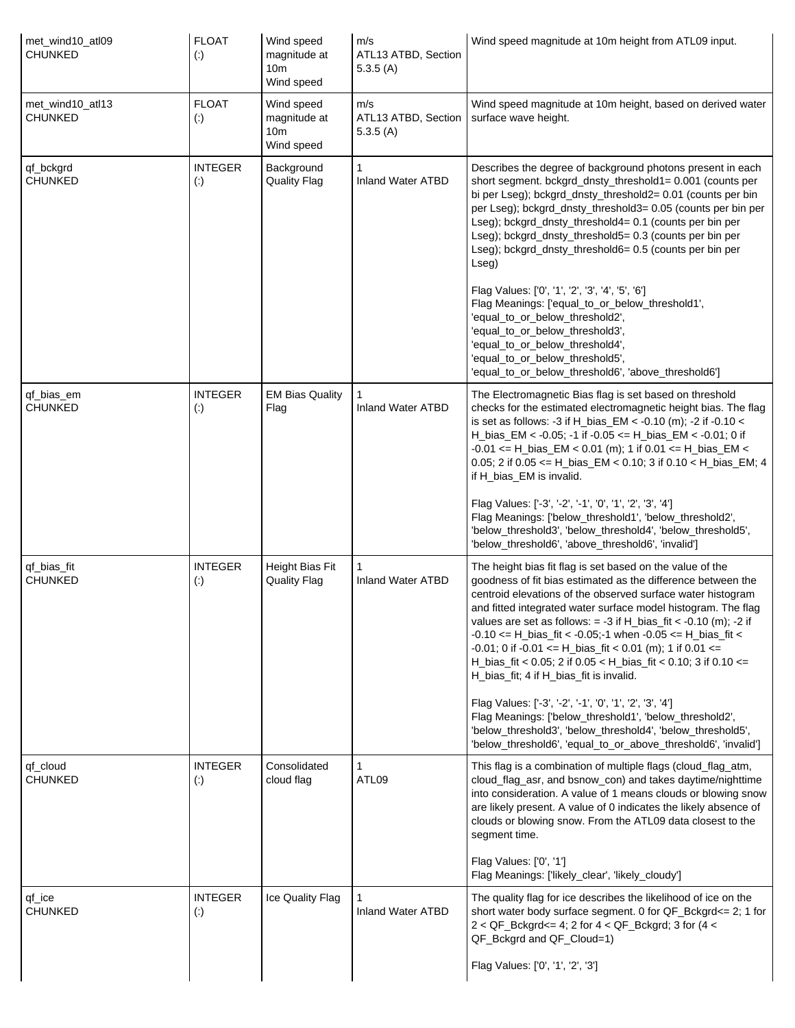| | | | | |
|---|---|---|---|---|
| met_wind10_atl09<br>CHUNKED | FLOAT<br>(:) | Wind speed magnitude at 10m<br>Wind speed | m/s<br>ATL13 ATBD, Section 5.3.5 (A) | Wind speed magnitude at 10m height from ATL09 input. |
| met_wind10_atl13<br>CHUNKED | FLOAT<br>(:) | Wind speed magnitude at 10m<br>Wind speed | m/s<br>ATL13 ATBD, Section 5.3.5 (A) | Wind speed magnitude at 10m height, based on derived water surface wave height. |
| qf_bckgrd<br>CHUNKED | INTEGER<br>(:) | Background Quality Flag | 1<br>Inland Water ATBD | Describes the degree of background photons present in each short segment. bckgrd_dnsty_threshold1= 0.001 (counts per bi per Lseg); bckgrd_dnsty_threshold2= 0.01 (counts per bin per Lseg); bckgrd_dnsty_threshold3= 0.05 (counts per bin per Lseg); bckgrd_dnsty_threshold4= 0.1 (counts per bin per Lseg); bckgrd_dnsty_threshold5= 0.3 (counts per bin per Lseg); bckgrd_dnsty_threshold6= 0.5 (counts per bin per Lseg)<br><br>Flag Values: ['0', '1', '2', '3', '4', '5', '6']<br>Flag Meanings: ['equal_to_or_below_threshold1', 'equal_to_or_below_threshold2', 'equal_to_or_below_threshold3', 'equal_to_or_below_threshold4', 'equal_to_or_below_threshold5', 'equal_to_or_below_threshold6', 'above_threshold6'] |
| qf_bias_em<br>CHUNKED | INTEGER<br>(:) | EM Bias Quality Flag | 1<br>Inland Water ATBD | The Electromagnetic Bias flag is set based on threshold checks for the estimated electromagnetic height bias. The flag is set as follows: -3 if H_bias_EM < -0.10 (m); -2 if -0.10 < H_bias_EM < -0.05; -1 if -0.05 <= H_bias_EM < -0.01; 0 if -0.01 <= H_bias_EM < 0.01 (m); 1 if 0.01 <= H_bias_EM < 0.05; 2 if 0.05 <= H_bias_EM < 0.10; 3 if 0.10 < H_bias_EM; 4 if H_bias_EM is invalid.<br><br>Flag Values: ['-3', '-2', '-1', '0', '1', '2', '3', '4']<br>Flag Meanings: ['below_threshold1', 'below_threshold2', 'below_threshold3', 'below_threshold4', 'below_threshold5', 'below_threshold6', 'above_threshold6', 'invalid'] |
| qf_bias_fit<br>CHUNKED | INTEGER<br>(:) | Height Bias Fit Quality Flag | 1<br>Inland Water ATBD | The height bias fit flag is set based on the value of the goodness of fit bias estimated as the difference between the centroid elevations of the observed surface water histogram and fitted integrated water surface model histogram. The flag values are set as follows: = -3 if H_bias_fit < -0.10 (m); -2 if -0.10 <= H_bias_fit < -0.05;-1 when -0.05 <= H_bias_fit < -0.01; 0 if -0.01 <= H_bias_fit < 0.01 (m); 1 if 0.01 <= H_bias_fit < 0.05; 2 if 0.05 < H_bias_fit < 0.10; 3 if 0.10 <= H_bias_fit; 4 if H_bias_fit is invalid.<br><br>Flag Values: ['-3', '-2', '-1', '0', '1', '2', '3', '4']<br>Flag Meanings: ['below_threshold1', 'below_threshold2', 'below_threshold3', 'below_threshold4', 'below_threshold5', 'below_threshold6', 'equal_to_or_above_threshold6', 'invalid'] |
| qf_cloud<br>CHUNKED | INTEGER<br>(:) | Consolidated cloud flag | 1<br>ATL09 | This flag is a combination of multiple flags (cloud_flag_atm, cloud_flag_asr, and bsnow_con) and takes daytime/nighttime into consideration. A value of 1 means clouds or blowing snow are likely present. A value of 0 indicates the likely absence of clouds or blowing snow. From the ATL09 data closest to the segment time.<br><br>Flag Values: ['0', '1']<br>Flag Meanings: ['likely_clear', 'likely_cloudy'] |
| qf_ice<br>CHUNKED | INTEGER<br>(:) | Ice Quality Flag | 1<br>Inland Water ATBD | The quality flag for ice describes the likelihood of ice on the short water body surface segment. 0 for QF_Bckgrd<= 2; 1 for 2 < QF_Bckgrd<= 4; 2 for 4 < QF_Bckgrd; 3 for (4 < QF_Bckgrd and QF_Cloud=1)<br><br>Flag Values: ['0', '1', '2', '3'] |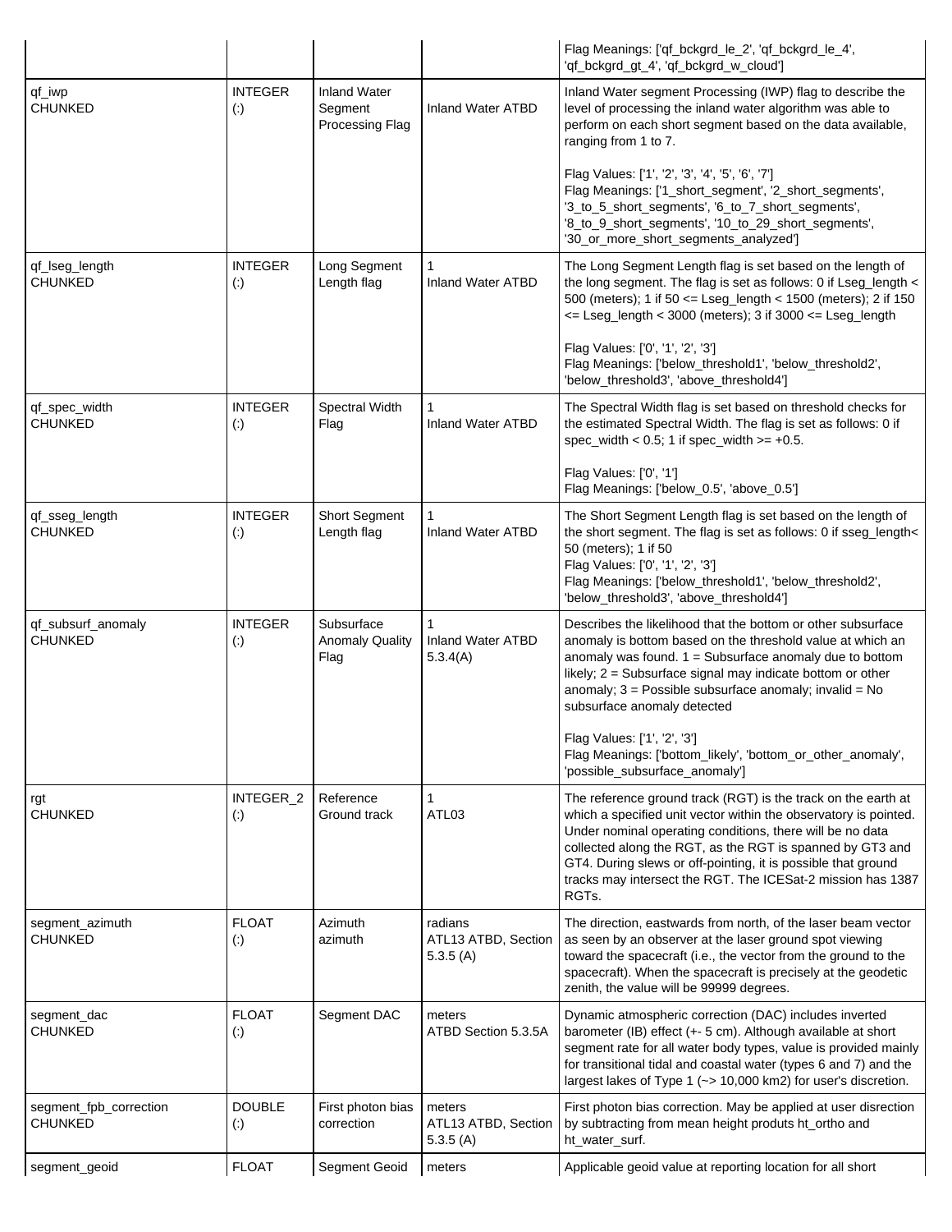| | | | | Flag Meanings: ['qf_bckgrd_le_2', 'qf_bckgrd_le_4', 'qf_bckgrd_gt_4', 'qf_bckgrd_w_cloud'] |
|---|---|---|---|---|
| qf_iwp<br>CHUNKED | INTEGER<br>(:) | Inland Water Segment Processing Flag | Inland Water ATBD | Inland Water segment Processing (IWP) flag to describe the level of processing the inland water algorithm was able to perform on each short segment based on the data available, ranging from 1 to 7.<br><br>Flag Values: ['1', '2', '3', '4', '5', '6', '7']<br>Flag Meanings: ['1_short_segment', '2_short_segments', '3_to_5_short_segments', '6_to_7_short_segments', '8_to_9_short_segments', '10_to_29_short_segments', '30_or_more_short_segments_analyzed'] |
| qf_lseg_length<br>CHUNKED | INTEGER<br>(:) | Long Segment Length flag | 1<br>Inland Water ATBD | The Long Segment Length flag is set based on the length of the long segment. The flag is set as follows: 0 if Lseg_length < 500 (meters); 1 if 50 <= Lseg_length < 1500 (meters); 2 if 150 <= Lseg_length < 3000 (meters); 3 if 3000 <= Lseg_length<br><br>Flag Values: ['0', '1', '2', '3']<br>Flag Meanings: ['below_threshold1', 'below_threshold2', 'below_threshold3', 'above_threshold4'] |
| qf_spec_width<br>CHUNKED | INTEGER<br>(:) | Spectral Width Flag | 1<br>Inland Water ATBD | The Spectral Width flag is set based on threshold checks for the estimated Spectral Width. The flag is set as follows: 0 if spec_width < 0.5; 1 if spec_width >= +0.5.<br><br>Flag Values: ['0', '1']<br>Flag Meanings: ['below_0.5', 'above_0.5'] |
| qf_sseg_length<br>CHUNKED | INTEGER<br>(:) | Short Segment Length flag | 1<br>Inland Water ATBD | The Short Segment Length flag is set based on the length of the short segment. The flag is set as follows: 0 if sseg_length< 50 (meters); 1 if 50<br>Flag Values: ['0', '1', '2', '3']<br>Flag Meanings: ['below_threshold1', 'below_threshold2', 'below_threshold3', 'above_threshold4'] |
| qf_subsurf_anomaly<br>CHUNKED | INTEGER<br>(:) | Subsurface Anomaly Quality Flag | 1<br>Inland Water ATBD 5.3.4(A) | Describes the likelihood that the bottom or other subsurface anomaly is bottom based on the threshold value at which an anomaly was found. 1 = Subsurface anomaly due to bottom likely; 2 = Subsurface signal may indicate bottom or other anomaly; 3 = Possible subsurface anomaly; invalid = No subsurface anomaly detected<br><br>Flag Values: ['1', '2', '3']<br>Flag Meanings: ['bottom_likely', 'bottom_or_other_anomaly', 'possible_subsurface_anomaly'] |
| rgt<br>CHUNKED | INTEGER_2<br>(:) | Reference Ground track | 1<br>ATL03 | The reference ground track (RGT) is the track on the earth at which a specified unit vector within the observatory is pointed. Under nominal operating conditions, there will be no data collected along the RGT, as the RGT is spanned by GT3 and GT4. During slews or off-pointing, it is possible that ground tracks may intersect the RGT. The ICESat-2 mission has 1387 RGTs. |
| segment_azimuth<br>CHUNKED | FLOAT<br>(:) | Azimuth azimuth | radians<br>ATL13 ATBD, Section 5.3.5 (A) | The direction, eastwards from north, of the laser beam vector as seen by an observer at the laser ground spot viewing toward the spacecraft (i.e., the vector from the ground to the spacecraft). When the spacecraft is precisely at the geodetic zenith, the value will be 99999 degrees. |
| segment_dac<br>CHUNKED | FLOAT<br>(:) | Segment DAC | meters<br>ATBD Section 5.3.5A | Dynamic atmospheric correction (DAC) includes inverted barometer (IB) effect (+- 5 cm). Although available at short segment rate for all water body types, value is provided mainly for transitional tidal and coastal water (types 6 and 7) and the largest lakes of Type 1 (~> 10,000 km2) for user's discretion. |
| segment_fpb_correction<br>CHUNKED | DOUBLE<br>(:) | First photon bias correction | meters<br>ATL13 ATBD, Section 5.3.5 (A) | First photon bias correction. May be applied at user disrection by subtracting from mean height produts ht_ortho and ht_water_surf. |
| segment_geoid | FLOAT | Segment Geoid | meters | Applicable geoid value at reporting location for all short |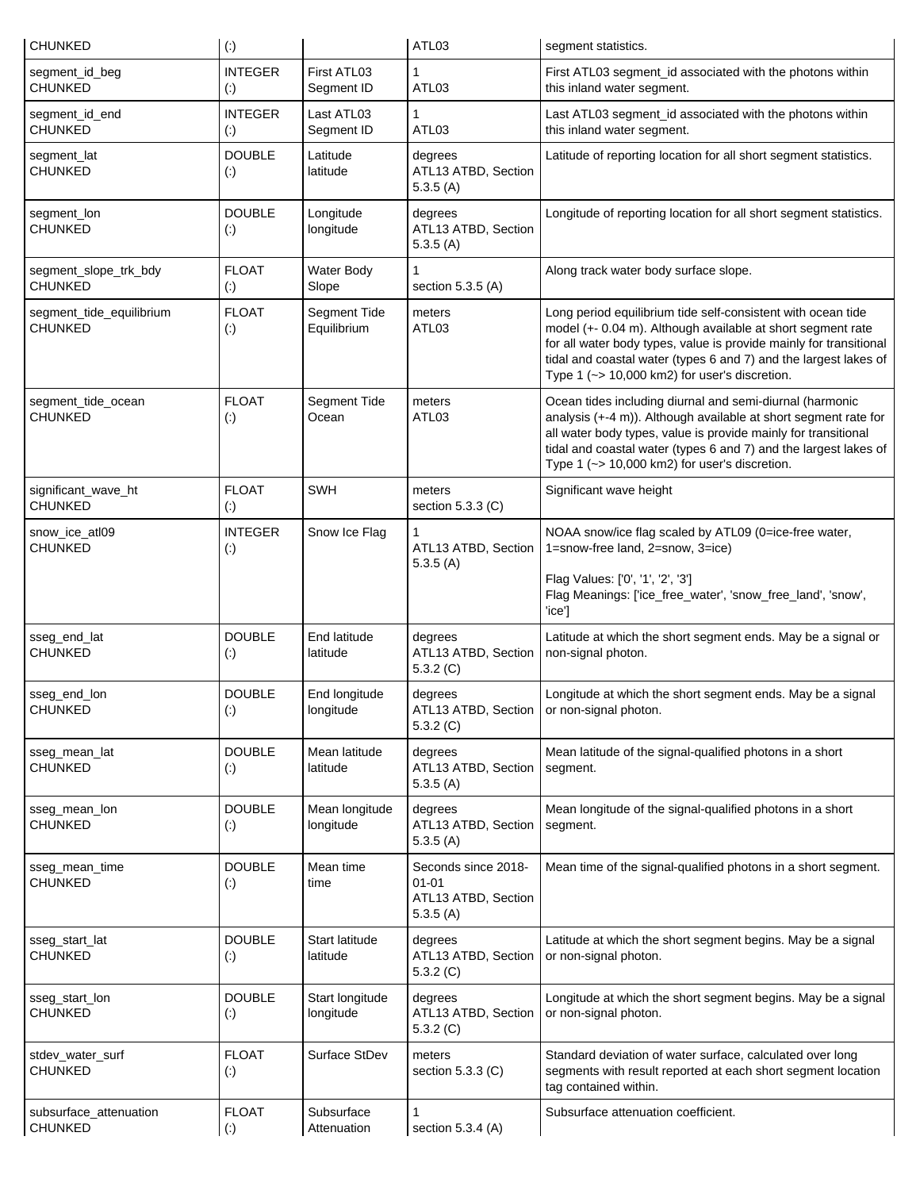| | | | | |
|---|---|---|---|---|
| CHUNKED | (:) | | ATL03 | segment statistics. |
| segment_id_beg CHUNKED | INTEGER (:) | First ATL03 Segment ID | 1 ATL03 | First ATL03 segment_id associated with the photons within this inland water segment. |
| segment_id_end CHUNKED | INTEGER (:) | Last ATL03 Segment ID | 1 ATL03 | Last ATL03 segment_id associated with the photons within this inland water segment. |
| segment_lat CHUNKED | DOUBLE (:) | Latitude latitude | degrees ATL13 ATBD, Section 5.3.5 (A) | Latitude of reporting location for all short segment statistics. |
| segment_lon CHUNKED | DOUBLE (:) | Longitude longitude | degrees ATL13 ATBD, Section 5.3.5 (A) | Longitude of reporting location for all short segment statistics. |
| segment_slope_trk_bdy CHUNKED | FLOAT (:) | Water Body Slope | 1 section 5.3.5 (A) | Along track water body surface slope. |
| segment_tide_equilibrium CHUNKED | FLOAT (:) | Segment Tide Equilibrium | meters ATL03 | Long period equilibrium tide self-consistent with ocean tide model (+- 0.04 m). Although available at short segment rate for all water body types, value is provide mainly for transitional tidal and coastal water (types 6 and 7) and the largest lakes of Type 1 (~> 10,000 km2) for user's discretion. |
| segment_tide_ocean CHUNKED | FLOAT (:) | Segment Tide Ocean | meters ATL03 | Ocean tides including diurnal and semi-diurnal (harmonic analysis (+-4 m)). Although available at short segment rate for all water body types, value is provide mainly for transitional tidal and coastal water (types 6 and 7) and the largest lakes of Type 1 (~> 10,000 km2) for user's discretion. |
| significant_wave_ht CHUNKED | FLOAT (:) | SWH | meters section 5.3.3 (C) | Significant wave height |
| snow_ice_atl09 CHUNKED | INTEGER (:) | Snow Ice Flag | 1 ATL13 ATBD, Section 5.3.5 (A) | NOAA snow/ice flag scaled by ATL09 (0=ice-free water, 1=snow-free land, 2=snow, 3=ice)<br><br>Flag Values: ['0', '1', '2', '3']<br>Flag Meanings: ['ice_free_water', 'snow_free_land', 'snow', 'ice'] |
| sseg_end_lat CHUNKED | DOUBLE (:) | End latitude latitude | degrees ATL13 ATBD, Section 5.3.2 (C) | Latitude at which the short segment ends. May be a signal or non-signal photon. |
| sseg_end_lon CHUNKED | DOUBLE (:) | End longitude longitude | degrees ATL13 ATBD, Section 5.3.2 (C) | Longitude at which the short segment ends. May be a signal or non-signal photon. |
| sseg_mean_lat CHUNKED | DOUBLE (:) | Mean latitude latitude | degrees ATL13 ATBD, Section 5.3.5 (A) | Mean latitude of the signal-qualified photons in a short segment. |
| sseg_mean_lon CHUNKED | DOUBLE (:) | Mean longitude longitude | degrees ATL13 ATBD, Section 5.3.5 (A) | Mean longitude of the signal-qualified photons in a short segment. |
| sseg_mean_time CHUNKED | DOUBLE (:) | Mean time time | Seconds since 2018-01-01 ATL13 ATBD, Section 5.3.5 (A) | Mean time of the signal-qualified photons in a short segment. |
| sseg_start_lat CHUNKED | DOUBLE (:) | Start latitude latitude | degrees ATL13 ATBD, Section 5.3.2 (C) | Latitude at which the short segment begins. May be a signal or non-signal photon. |
| sseg_start_lon CHUNKED | DOUBLE (:) | Start longitude longitude | degrees ATL13 ATBD, Section 5.3.2 (C) | Longitude at which the short segment begins. May be a signal or non-signal photon. |
| stdev_water_surf CHUNKED | FLOAT (:) | Surface StDev | meters section 5.3.3 (C) | Standard deviation of water surface, calculated over long segments with result reported at each short segment location tag contained within. |
| subsurface_attenuation CHUNKED | FLOAT (:) | Subsurface Attenuation | 1 section 5.3.4 (A) | Subsurface attenuation coefficient. |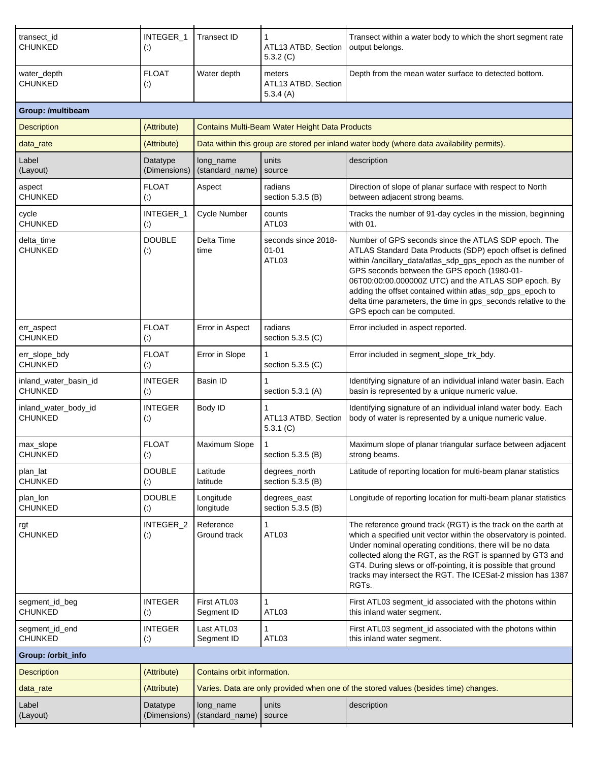| | | | | |
|---|---|---|---|---|
| transect_id<br>CHUNKED | INTEGER_1<br>(:) | Transect ID | 1<br>ATL13 ATBD, Section 5.3.2 (C) | Transect within a water body to which the short segment rate output belongs. |
| water_depth<br>CHUNKED | FLOAT<br>(:) | Water depth | meters<br>ATL13 ATBD, Section 5.3.4 (A) | Depth from the mean water surface to detected bottom. |
| **Group: /multibeam** | | | | |
| Description | (Attribute) | Contains Multi-Beam Water Height Data Products | | |
| data_rate | (Attribute) | Data within this group are stored per inland water body (where data availability permits). | | |
| Label<br>(Layout) | Datatype<br>(Dimensions) | long_name<br>(standard_name) | units<br>source | description |
| aspect<br>CHUNKED | FLOAT<br>(:) | Aspect | radians<br>section 5.3.5 (B) | Direction of slope of planar surface with respect to North between adjacent strong beams. |
| cycle<br>CHUNKED | INTEGER_1<br>(:) | Cycle Number | counts<br>ATL03 | Tracks the number of 91-day cycles in the mission, beginning with 01. |
| delta_time<br>CHUNKED | DOUBLE<br>(:) | Delta Time<br>time | seconds since 2018-01-01<br>ATL03 | Number of GPS seconds since the ATLAS SDP epoch. The ATLAS Standard Data Products (SDP) epoch offset is defined within /ancillary_data/atlas_sdp_gps_epoch as the number of GPS seconds between the GPS epoch (1980-01-06T00:00:00.000000Z UTC) and the ATLAS SDP epoch. By adding the offset contained within atlas_sdp_gps_epoch to delta time parameters, the time in gps_seconds relative to the GPS epoch can be computed. |
| err_aspect<br>CHUNKED | FLOAT<br>(:) | Error in Aspect | radians<br>section 5.3.5 (C) | Error included in aspect reported. |
| err_slope_bdy<br>CHUNKED | FLOAT<br>(:) | Error in Slope | 1<br>section 5.3.5 (C) | Error included in segment_slope_trk_bdy. |
| inland_water_basin_id<br>CHUNKED | INTEGER<br>(:) | Basin ID | 1<br>section 5.3.1 (A) | Identifying signature of an individual inland water basin. Each basin is represented by a unique numeric value. |
| inland_water_body_id<br>CHUNKED | INTEGER<br>(:) | Body ID | 1<br>ATL13 ATBD, Section 5.3.1 (C) | Identifying signature of an individual inland water body. Each body of water is represented by a unique numeric value. |
| max_slope<br>CHUNKED | FLOAT<br>(:) | Maximum Slope | 1<br>section 5.3.5 (B) | Maximum slope of planar triangular surface between adjacent strong beams. |
| plan_lat<br>CHUNKED | DOUBLE<br>(:) | Latitude<br>latitude | degrees_north<br>section 5.3.5 (B) | Latitude of reporting location for multi-beam planar statistics |
| plan_lon<br>CHUNKED | DOUBLE<br>(:) | Longitude<br>longitude | degrees_east<br>section 5.3.5 (B) | Longitude of reporting location for multi-beam planar statistics |
| rgt<br>CHUNKED | INTEGER_2<br>(:) | Reference Ground track | 1<br>ATL03 | The reference ground track (RGT) is the track on the earth at which a specified unit vector within the observatory is pointed. Under nominal operating conditions, there will be no data collected along the RGT, as the RGT is spanned by GT3 and GT4. During slews or off-pointing, it is possible that ground tracks may intersect the RGT. The ICESat-2 mission has 1387 RGTs. |
| segment_id_beg<br>CHUNKED | INTEGER<br>(:) | First ATL03 Segment ID | 1<br>ATL03 | First ATL03 segment_id associated with the photons within this inland water segment. |
| segment_id_end<br>CHUNKED | INTEGER<br>(:) | Last ATL03 Segment ID | 1<br>ATL03 | First ATL03 segment_id associated with the photons within this inland water segment. |
| **Group: /orbit_info** | | | | |
| Description | (Attribute) | Contains orbit information. | | |
| data_rate | (Attribute) | Varies. Data are only provided when one of the stored values (besides time) changes. | | |
| Label<br>(Layout) | Datatype<br>(Dimensions) | long_name<br>(standard_name) | units<br>source | description |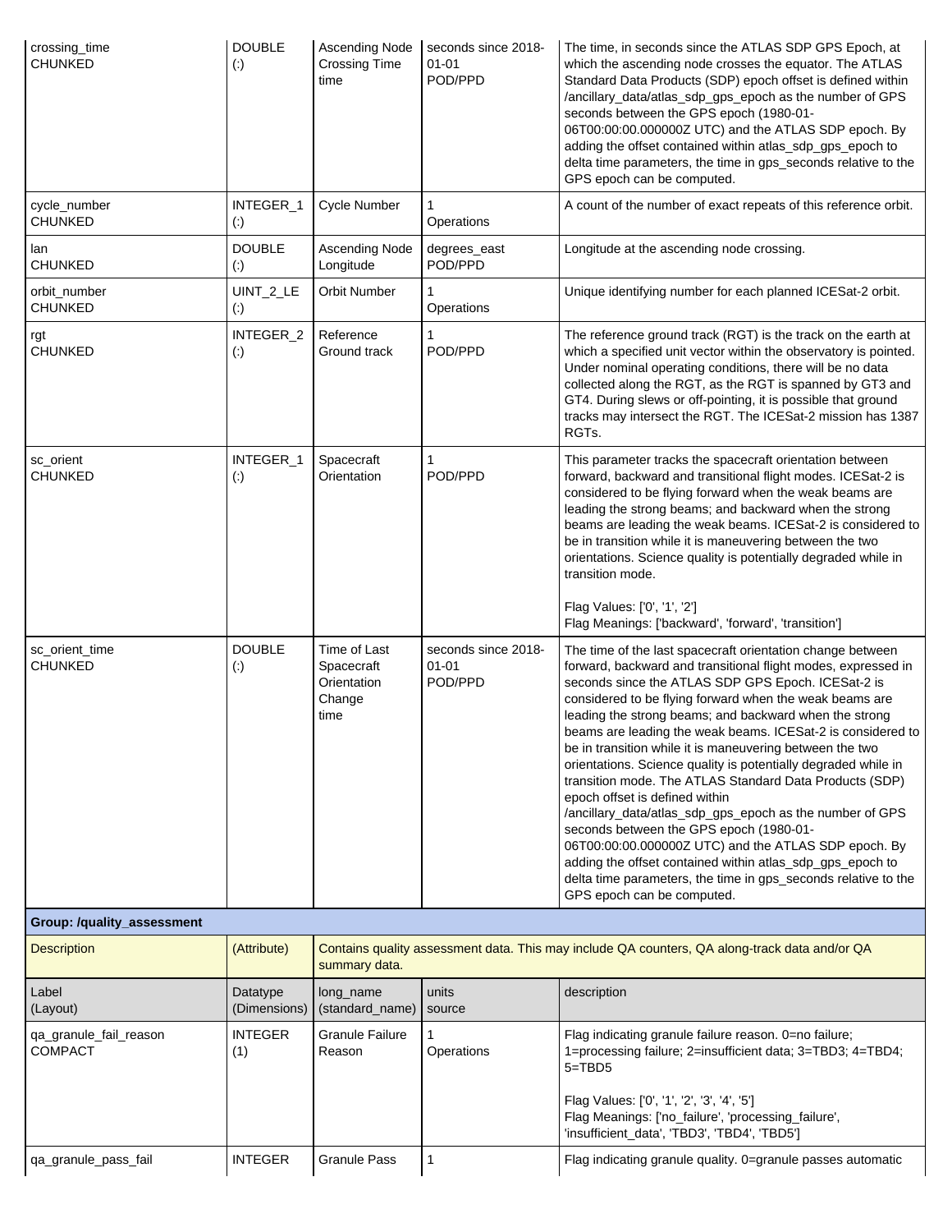| Label (Layout) | Datatype (Dimensions) | long_name (standard_name) | units source | description |
|---|---|---|---|---|
| crossing_time CHUNKED | DOUBLE (:) | Ascending Node Crossing Time time | seconds since 2018-01-01 POD/PPD | The time, in seconds since the ATLAS SDP GPS Epoch, at which the ascending node crosses the equator. The ATLAS Standard Data Products (SDP) epoch offset is defined within /ancillary_data/atlas_sdp_gps_epoch as the number of GPS seconds between the GPS epoch (1980-01-06T00:00:00.000000Z UTC) and the ATLAS SDP epoch. By adding the offset contained within atlas_sdp_gps_epoch to delta time parameters, the time in gps_seconds relative to the GPS epoch can be computed. |
| cycle_number CHUNKED | INTEGER_1 (:) | Cycle Number | 1 Operations | A count of the number of exact repeats of this reference orbit. |
| lan CHUNKED | DOUBLE (:) | Ascending Node Longitude | degrees_east POD/PPD | Longitude at the ascending node crossing. |
| orbit_number CHUNKED | UINT_2_LE (:) | Orbit Number | 1 Operations | Unique identifying number for each planned ICESat-2 orbit. |
| rgt CHUNKED | INTEGER_2 (:) | Reference Ground track | 1 POD/PPD | The reference ground track (RGT) is the track on the earth at which a specified unit vector within the observatory is pointed. Under nominal operating conditions, there will be no data collected along the RGT, as the RGT is spanned by GT3 and GT4. During slews or off-pointing, it is possible that ground tracks may intersect the RGT. The ICESat-2 mission has 1387 RGTs. |
| sc_orient CHUNKED | INTEGER_1 (:) | Spacecraft Orientation | 1 POD/PPD | This parameter tracks the spacecraft orientation between forward, backward and transitional flight modes. ICESat-2 is considered to be flying forward when the weak beams are leading the strong beams; and backward when the strong beams are leading the weak beams. ICESat-2 is considered to be in transition while it is maneuvering between the two orientations. Science quality is potentially degraded while in transition mode.<br><br>Flag Values: ['0', '1', '2']<br>Flag Meanings: ['backward', 'forward', 'transition'] |
| sc_orient_time CHUNKED | DOUBLE (:) | Time of Last Spacecraft Orientation Change time | seconds since 2018-01-01 POD/PPD | The time of the last spacecraft orientation change between forward, backward and transitional flight modes, expressed in seconds since the ATLAS SDP GPS Epoch. ICESat-2 is considered to be flying forward when the weak beams are leading the strong beams; and backward when the strong beams are leading the weak beams. ICESat-2 is considered to be in transition while it is maneuvering between the two orientations. Science quality is potentially degraded while in transition mode. The ATLAS Standard Data Products (SDP) epoch offset is defined within /ancillary_data/atlas_sdp_gps_epoch as the number of GPS seconds between the GPS epoch (1980-01-06T00:00:00.000000Z UTC) and the ATLAS SDP epoch. By adding the offset contained within atlas_sdp_gps_epoch to delta time parameters, the time in gps_seconds relative to the GPS epoch can be computed. |

**Group: /quality_assessment**

| Description | (Attribute) | Contains quality assessment data. This may include QA counters, QA along-track data and/or QA summary data. | | |
|---|---|---|---|---|
| **Label (Layout)** | **Datatype (Dimensions)** | **long_name (standard_name)** | **units source** | **description** |
| qa_granule_fail_reason COMPACT | INTEGER (1) | Granule Failure Reason | 1 Operations | Flag indicating granule failure reason. 0=no failure; 1=processing failure; 2=insufficient data; 3=TBD3; 4=TBD4; 5=TBD5<br><br>Flag Values: ['0', '1', '2', '3', '4', '5']<br>Flag Meanings: ['no_failure', 'processing_failure', 'insufficient_data', 'TBD3', 'TBD4', 'TBD5'] |
| qa_granule_pass_fail | INTEGER | Granule Pass | 1 | Flag indicating granule quality. 0=granule passes automatic |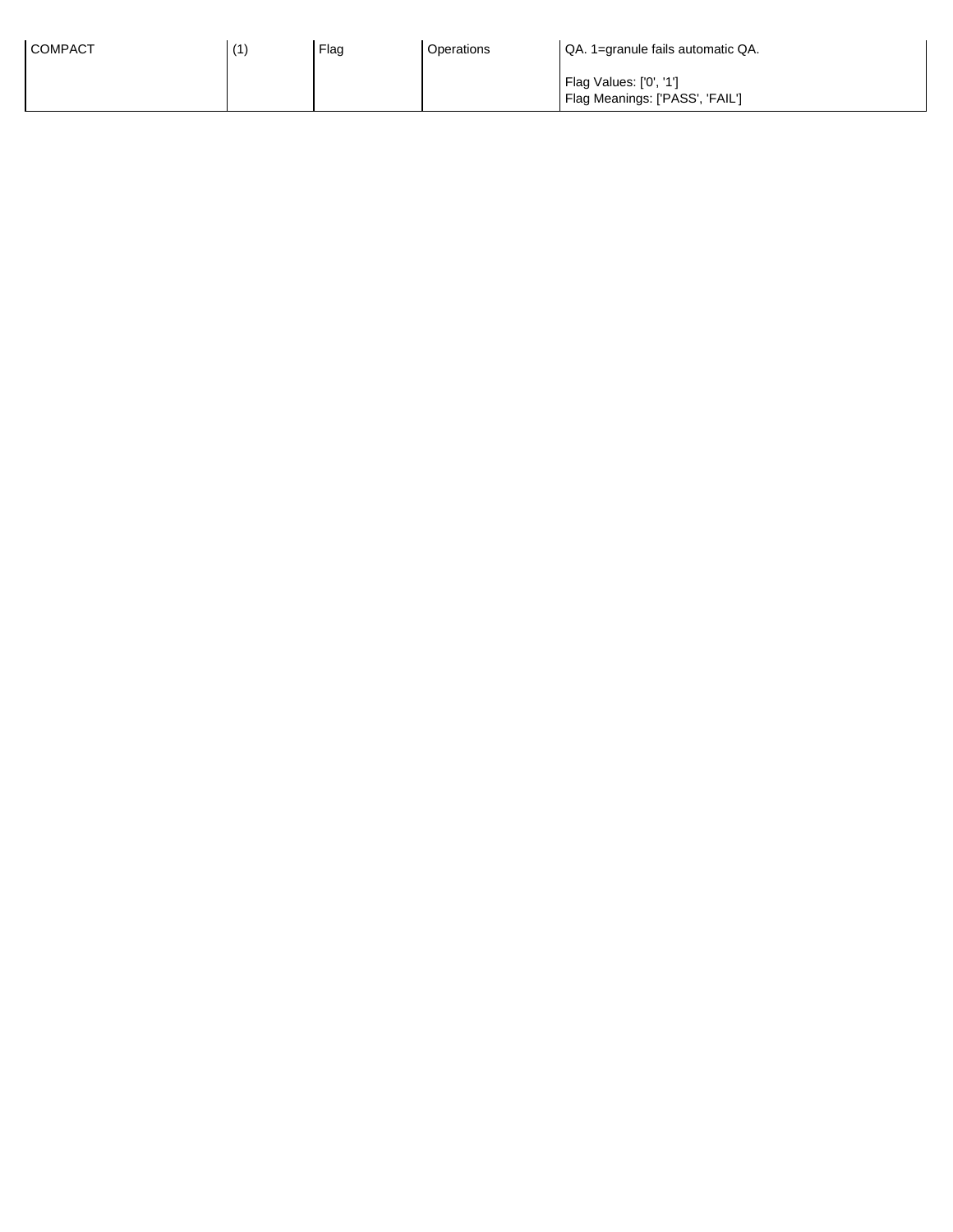| | | | | |
|---|---|---|---|---|
| COMPACT | (1) | Flag | Operations | QA. 1=granule fails automatic QA.<br><br>Flag Values: ['0', '1']<br>Flag Meanings: ['PASS', 'FAIL'] |